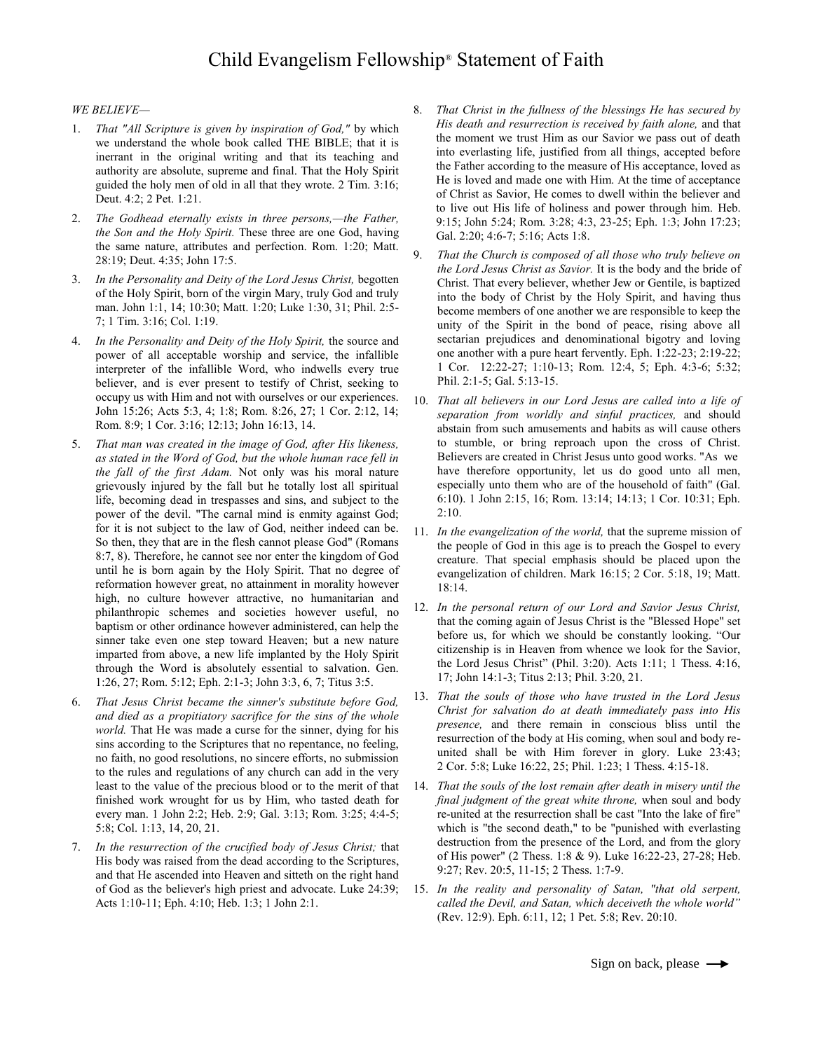# Child Evangelism Fellowship® Statement of Faith

*WE BELIEVE—*

1. *That "All Scripture is given by inspiration of God,"* by which we understand the whole book called THE BIBLE; that it is inerrant in the original writing and that its teaching and authority are absolute, supreme and final. That the Holy Spirit guided the holy men of old in all that they wrote. 2 Tim. 3:16; Deut. 4:2; 2 Pet. 1:21.

2. *The Godhead eternally exists in three persons,—the Father, the Son and the Holy Spirit.* These three are one God, having the same nature, attributes and perfection. Rom. 1:20; Matt. 28:19; Deut. 4:35; John 17:5.

3. *In the Personality and Deity of the Lord Jesus Christ,* begotten of the Holy Spirit, born of the virgin Mary, truly God and truly man. John 1:1, 14; 10:30; Matt. 1:20; Luke 1:30, 31; Phil. 2:5-7; 1 Tim. 3:16; Col. 1:19.

4. *In the Personality and Deity of the Holy Spirit,* the source and power of all acceptable worship and service, the infallible interpreter of the infallible Word, who indwells every true believer, and is ever present to testify of Christ, seeking to occupy us with Him and not with ourselves or our experiences. John 15:26; Acts 5:3, 4; 1:8; Rom. 8:26, 27; 1 Cor. 2:12, 14; Rom. 8:9; 1 Cor. 3:16; 12:13; John 16:13, 14.

5. *That man was created in the image of God, after His likeness, as stated in the Word of God, but the whole human race fell in the fall of the first Adam.* Not only was his moral nature grievously injured by the fall but he totally lost all spiritual life, becoming dead in trespasses and sins, and subject to the power of the devil. "The carnal mind is enmity against God; for it is not subject to the law of God, neither indeed can be. So then, they that are in the flesh cannot please God" (Romans 8:7, 8). Therefore, he cannot see nor enter the kingdom of God until he is born again by the Holy Spirit. That no degree of reformation however great, no attainment in morality however high, no culture however attractive, no humanitarian and philanthropic schemes and societies however useful, no baptism or other ordinance however administered, can help the sinner take even one step toward Heaven; but a new nature imparted from above, a new life implanted by the Holy Spirit through the Word is absolutely essential to salvation. Gen. 1:26, 27; Rom. 5:12; Eph. 2:1-3; John 3:3, 6, 7; Titus 3:5.

6. *That Jesus Christ became the sinner's substitute before God, and died as a propitiatory sacrifice for the sins of the whole world.* That He was made a curse for the sinner, dying for his sins according to the Scriptures that no repentance, no feeling, no faith, no good resolutions, no sincere efforts, no submission to the rules and regulations of any church can add in the very least to the value of the precious blood or to the merit of that finished work wrought for us by Him, who tasted death for every man. 1 John 2:2; Heb. 2:9; Gal. 3:13; Rom. 3:25; 4:4-5; 5:8; Col. 1:13, 14, 20, 21.

7. *In the resurrection of the crucified body of Jesus Christ;* that His body was raised from the dead according to the Scriptures, and that He ascended into Heaven and sitteth on the right hand of God as the believer's high priest and advocate. Luke 24:39; Acts 1:10-11; Eph. 4:10; Heb. 1:3; 1 John 2:1.

8. *That Christ in the fullness of the blessings He has secured by His death and resurrection is received by faith alone,* and that the moment we trust Him as our Savior we pass out of death into everlasting life, justified from all things, accepted before the Father according to the measure of His acceptance, loved as He is loved and made one with Him. At the time of acceptance of Christ as Savior, He comes to dwell within the believer and to live out His life of holiness and power through him. Heb. 9:15; John 5:24; Rom. 3:28; 4:3, 23-25; Eph. 1:3; John 17:23; Gal. 2:20; 4:6-7; 5:16; Acts 1:8.

9. *That the Church is composed of all those who truly believe on the Lord Jesus Christ as Savior.* It is the body and the bride of Christ. That every believer, whether Jew or Gentile, is baptized into the body of Christ by the Holy Spirit, and having thus become members of one another we are responsible to keep the unity of the Spirit in the bond of peace, rising above all sectarian prejudices and denominational bigotry and loving one another with a pure heart fervently. Eph. 1:22-23; 2:19-22; 1 Cor. 12:22-27; 1:10-13; Rom. 12:4, 5; Eph. 4:3-6; 5:32; Phil. 2:1-5; Gal. 5:13-15.

10. *That all believers in our Lord Jesus are called into a life of separation from worldly and sinful practices,* and should abstain from such amusements and habits as will cause others to stumble, or bring reproach upon the cross of Christ. Believers are created in Christ Jesus unto good works. "As we have therefore opportunity, let us do good unto all men, especially unto them who are of the household of faith" (Gal. 6:10). 1 John 2:15, 16; Rom. 13:14; 14:13; 1 Cor. 10:31; Eph. 2:10.

11. *In the evangelization of the world,* that the supreme mission of the people of God in this age is to preach the Gospel to every creature. That special emphasis should be placed upon the evangelization of children. Mark 16:15; 2 Cor. 5:18, 19; Matt. 18:14.

12. *In the personal return of our Lord and Savior Jesus Christ,* that the coming again of Jesus Christ is the "Blessed Hope" set before us, for which we should be constantly looking. "Our citizenship is in Heaven from whence we look for the Savior, the Lord Jesus Christ" (Phil. 3:20). Acts 1:11; 1 Thess. 4:16, 17; John 14:1-3; Titus 2:13; Phil. 3:20, 21.

13. *That the souls of those who have trusted in the Lord Jesus Christ for salvation do at death immediately pass into His presence,* and there remain in conscious bliss until the resurrection of the body at His coming, when soul and body re-united shall be with Him forever in glory. Luke 23:43; 2 Cor. 5:8; Luke 16:22, 25; Phil. 1:23; 1 Thess. 4:15-18.

14. *That the souls of the lost remain after death in misery until the final judgment of the great white throne,* when soul and body re-united at the resurrection shall be cast "Into the lake of fire" which is "the second death," to be "punished with everlasting destruction from the presence of the Lord, and from the glory of His power" (2 Thess. 1:8 & 9). Luke 16:22-23, 27-28; Heb. 9:27; Rev. 20:5, 11-15; 2 Thess. 1:7-9.

15. *In the reality and personality of Satan, "that old serpent, called the Devil, and Satan, which deceiveth the whole world"* (Rev. 12:9). Eph. 6:11, 12; 1 Pet. 5:8; Rev. 20:10.

Sign on back, please ⟶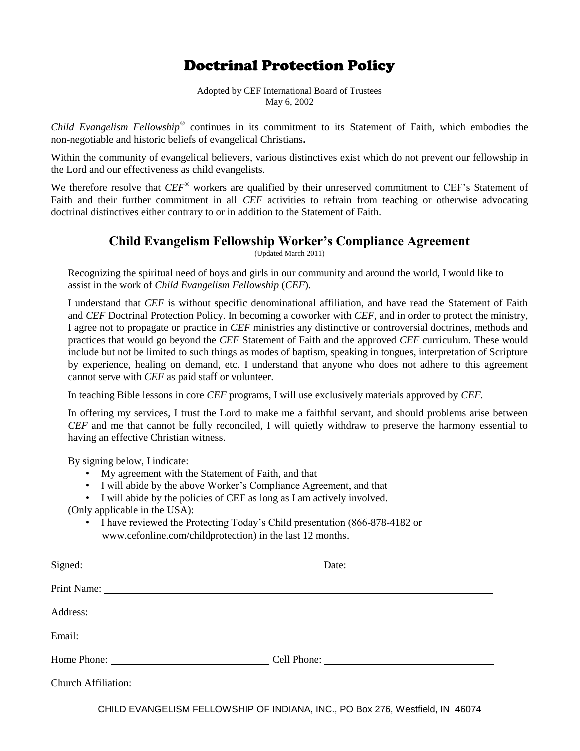# Doctrinal Protection Policy

Adopted by CEF International Board of Trustees
May 6, 2002

*Child Evangelism Fellowship*® continues in its commitment to its Statement of Faith, which embodies the non-negotiable and historic beliefs of evangelical Christians**.**

Within the community of evangelical believers, various distinctives exist which do not prevent our fellowship in the Lord and our effectiveness as child evangelists.

We therefore resolve that *CEF*® workers are qualified by their unreserved commitment to CEF's Statement of Faith and their further commitment in all *CEF* activities to refrain from teaching or otherwise advocating doctrinal distinctives either contrary to or in addition to the Statement of Faith.

## Child Evangelism Fellowship Worker's Compliance Agreement

(Updated March 2011)

Recognizing the spiritual need of boys and girls in our community and around the world, I would like to assist in the work of *Child Evangelism Fellowship* (*CEF*).

I understand that *CEF* is without specific denominational affiliation, and have read the Statement of Faith and *CEF* Doctrinal Protection Policy. In becoming a coworker with *CEF*, and in order to protect the ministry, I agree not to propagate or practice in *CEF* ministries any distinctive or controversial doctrines, methods and practices that would go beyond the *CEF* Statement of Faith and the approved *CEF* curriculum. These would include but not be limited to such things as modes of baptism, speaking in tongues, interpretation of Scripture by experience, healing on demand, etc. I understand that anyone who does not adhere to this agreement cannot serve with *CEF* as paid staff or volunteer.

In teaching Bible lessons in core *CEF* programs, I will use exclusively materials approved by *CEF*.

In offering my services, I trust the Lord to make me a faithful servant, and should problems arise between *CEF* and me that cannot be fully reconciled, I will quietly withdraw to preserve the harmony essential to having an effective Christian witness.

By signing below, I indicate:

- My agreement with the Statement of Faith, and that
- I will abide by the above Worker's Compliance Agreement, and that
- I will abide by the policies of CEF as long as I am actively involved.

(Only applicable in the USA):

- I have reviewed the Protecting Today's Child presentation (866-878-4182 or www.cefonline.com/childprotection) in the last 12 months.

Signed: ______________________________ Date: ____________________

Print Name: ______________________________________________________

Address: ________________________________________________________

Email: __________________________________________________________

Home Phone: ______________________ Cell Phone: ______________________

Church Affiliation: ________________________________________________

CHILD EVANGELISM FELLOWSHIP OF INDIANA, INC., PO Box 276, Westfield, IN 46074